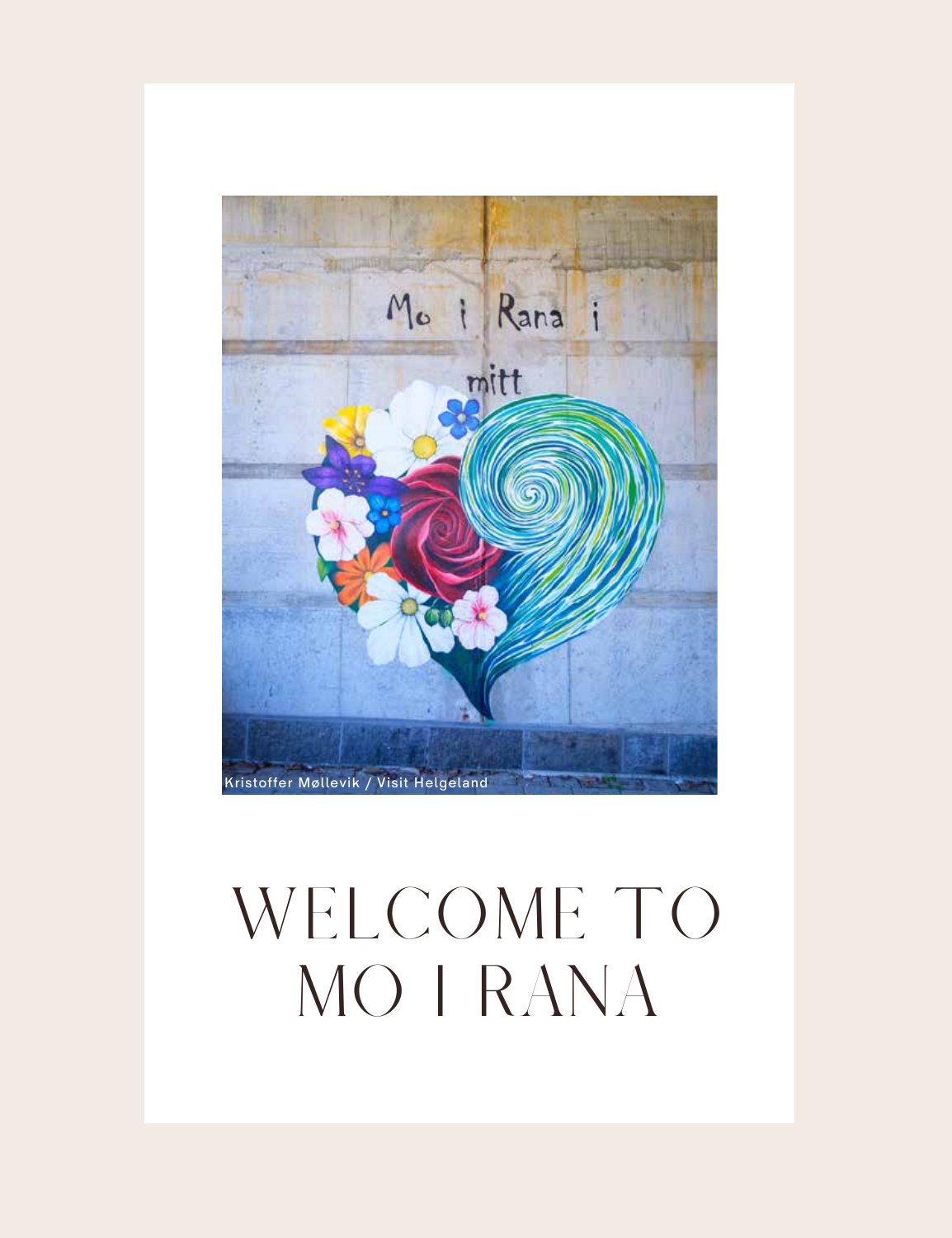Kristoffer Møllevik / Visit Helgeland

# WELCOME TO MO I RANA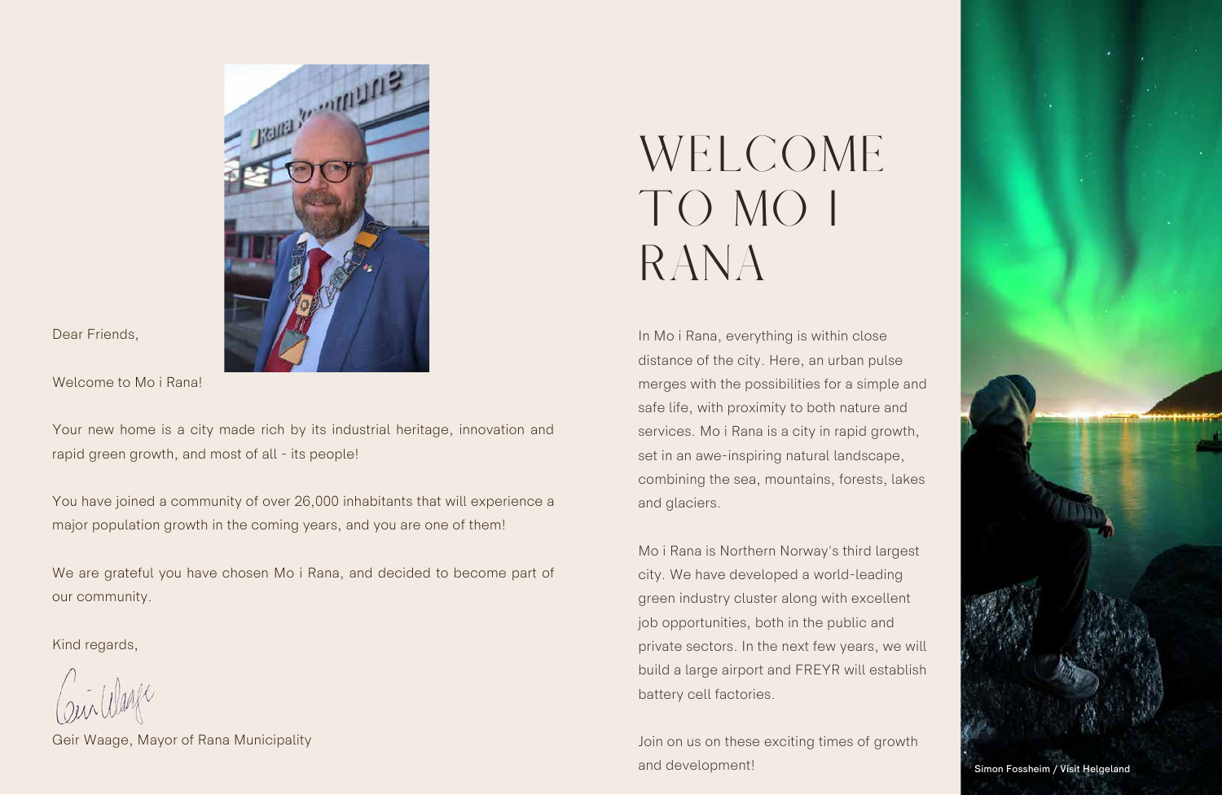Dear Friends,

Welcome to Mo i Rana!

Your new home is a city made rich by its industrial heritage, innovation and rapid green growth, and most of all - its people!

You have joined a community of over 26,000 inhabitants that will experience a major population growth in the coming years, and you are one of them!

We are grateful you have chosen Mo i Rana, and decided to become part of our community.

Kind regards,

Geir Waage, Mayor of Rana Municipality

# WELCOME TO MO I RANA

In Mo i Rana, everything is within close distance of the city. Here, an urban pulse merges with the possibilities for a simple and safe life, with proximity to both nature and services. Mo i Rana is a city in rapid growth, set in an awe-inspiring natural landscape, combining the sea, mountains, forests, lakes and glaciers.

Mo i Rana is Northern Norway's third largest city. We have developed a world-leading green industry cluster along with excellent job opportunities, both in the public and private sectors. In the next few years, we will build a large airport and FREYR will establish battery cell factories.

Join on us on these exciting times of growth and development!

Simon Fossheim / Visit Helgeland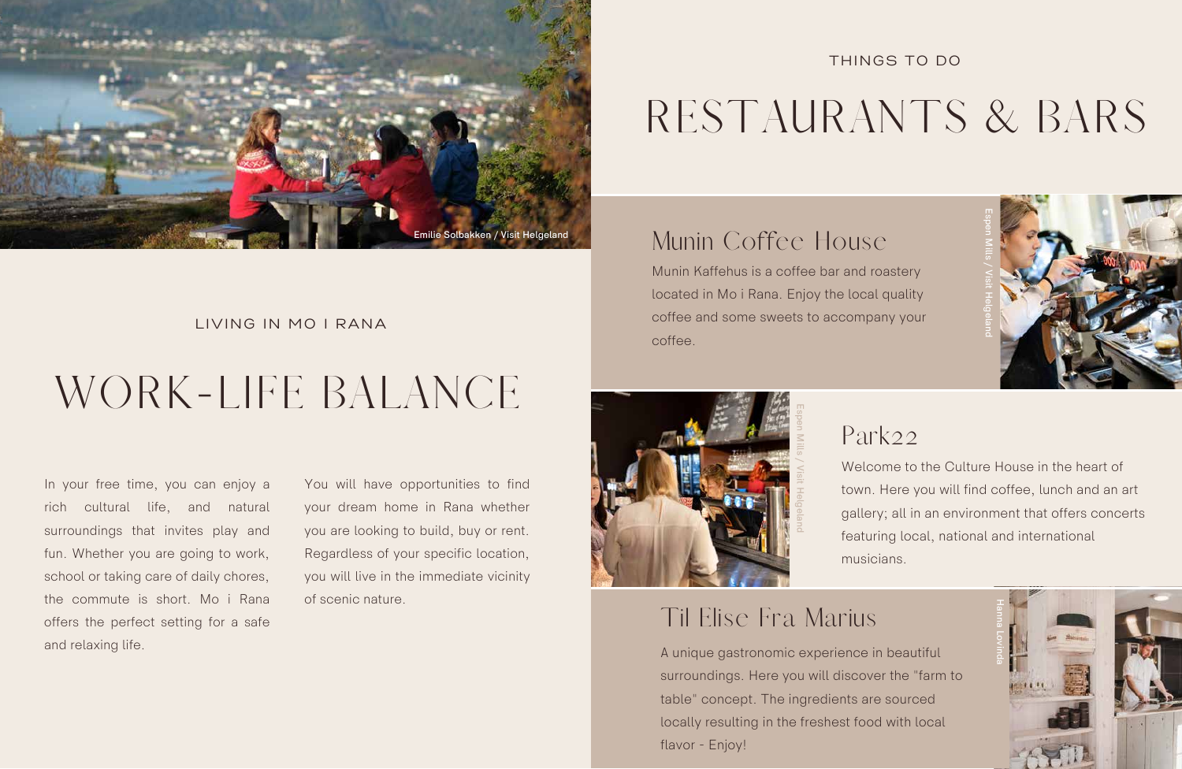LIVING IN MO I RANA

# WORK-LIFE BALANCE

In your free time, you can enjoy a rich cultural life, and natural surroundings that invites play and fun. Whether you are going to work, school or taking care of daily chores, the commute is short. Mo i Rana offers the perfect setting for a safe and relaxing life.

You will have opportunities to find your dream home in Rana whether you are looking to build, buy or rent. Regardless of your specific location, you will live in the immediate vicinity of scenic nature.

Emilie Solbakken / Visit Helgeland

THINGS TO DO

# RESTAURANTS & BARS

## Munin Coffee House

Munin Kaffehus is a coffee bar and roastery located in Mo i Rana. Enjoy the local quality coffee and some sweets to accompany your coffee.

Espen Mills / Visit Helgeland

## Park22

Welcome to the Culture House in the heart of town. Here you will find coffee, lunch and an art gallery; all in an environment that offers concerts featuring local, national and international musicians.

Espen Mills / Visit Helgeland

## Til Elise Fra Marius

A unique gastronomic experience in beautiful surroundings. Here you will discover the "farm to table" concept. The ingredients are sourced locally resulting in the freshest food with local flavor - Enjoy!

Hanna Lovinda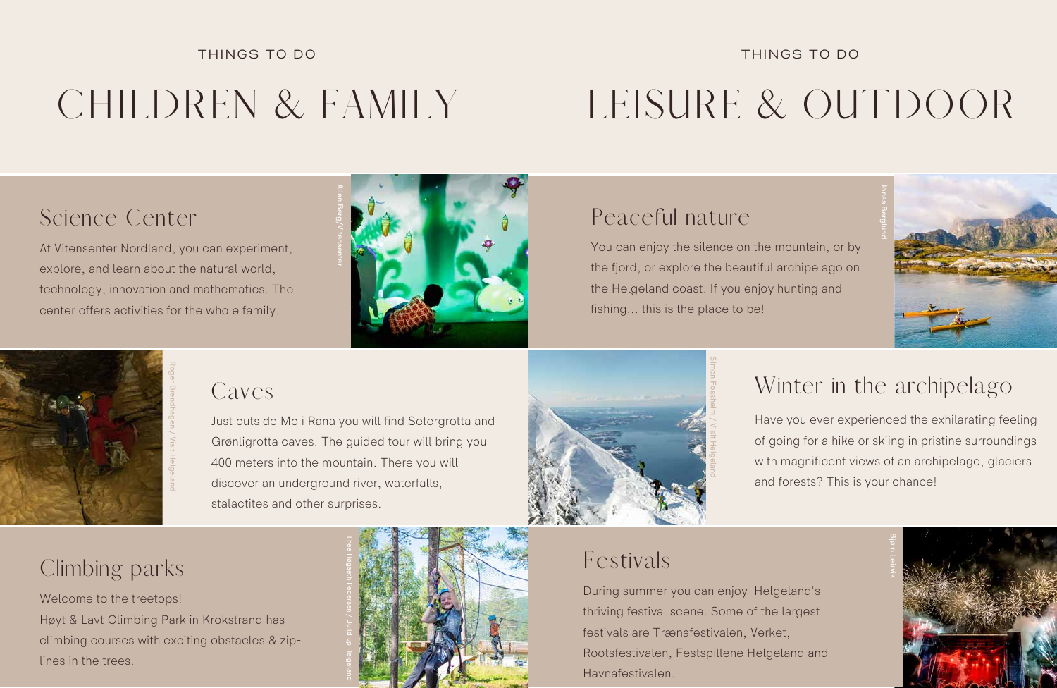THINGS TO DO

# CHILDREN & FAMILY

## Science Center

At Vitensenter Nordland, you can experiment, explore, and learn about the natural world, technology, innovation and mathematics. The center offers activities for the whole family.

Allan Berg/Vitensenter

## Caves

Just outside Mo i Rana you will find Setergrotta and Grønligrotta caves. The guided tour will bring you 400 meters into the mountain. There you will discover an underground river, waterfalls, stalactites and other surprises.

Roger Brendhagen / Visit Helgeland

## Climbing parks

Welcome to the treetops!
Høyt & Lavt Climbing Park in Krokstrand has climbing courses with exciting obstacles & zip-lines in the trees.

Thea Høgseth Pedersen / Build up Helgeland

THINGS TO DO

# LEISURE & OUTDOOR

## Peaceful nature

You can enjoy the silence on the mountain, or by the fjord, or explore the beautiful archipelago on the Helgeland coast. If you enjoy hunting and fishing... this is the place to be!

Jonas Berglund

## Winter in the archipelago

Have you ever experienced the exhilarating feeling of going for a hike or skiing in pristine surroundings with magnificent views of an archipelago, glaciers and forests? This is your chance!

Simon Fossheim / Visit Helgeland

## Festivals

During summer you can enjoy Helgeland's thriving festival scene. Some of the largest festivals are Trænafestivalen, Verket, Rootsfestivalen, Festspillene Helgeland and Havnafestivalen.

Bjørn Leirvik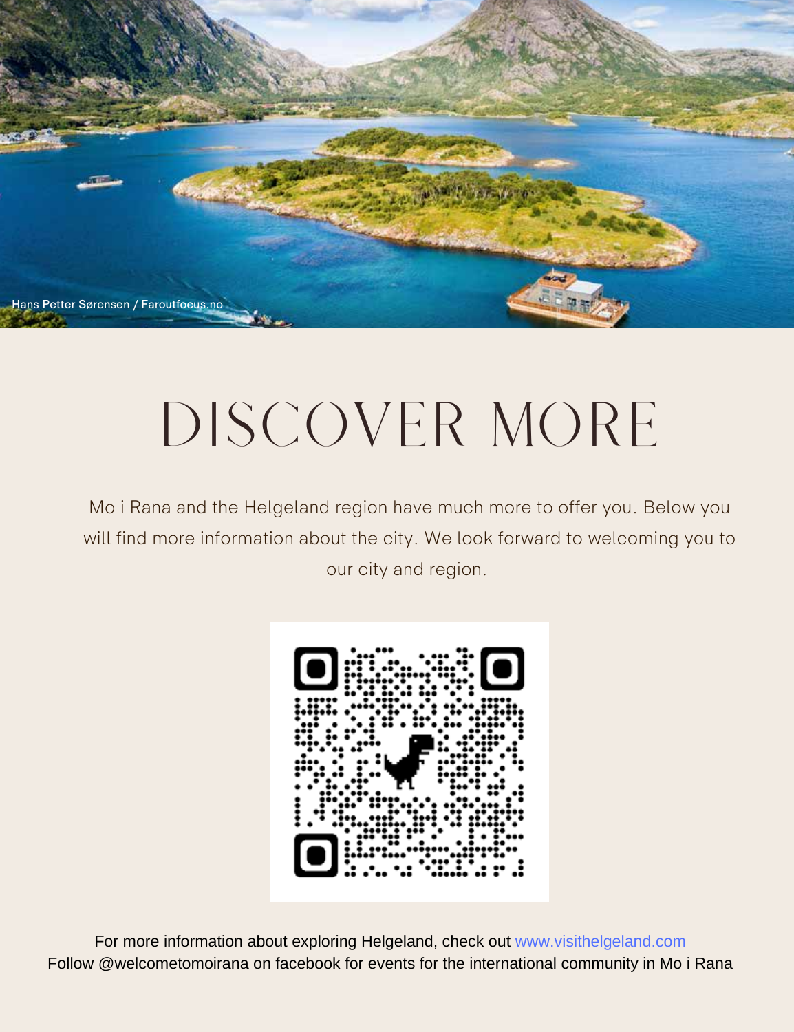Hans Petter Sørensen / Faroutfocus.no

# DISCOVER MORE

Mo i Rana and the Helgeland region have much more to offer you. Below you will find more information about the city. We look forward to welcoming you to our city and region.

For more information about exploring Helgeland, check out www.visithelgeland.com

Follow @welcometomoirana on facebook for events for the international community in Mo i Rana